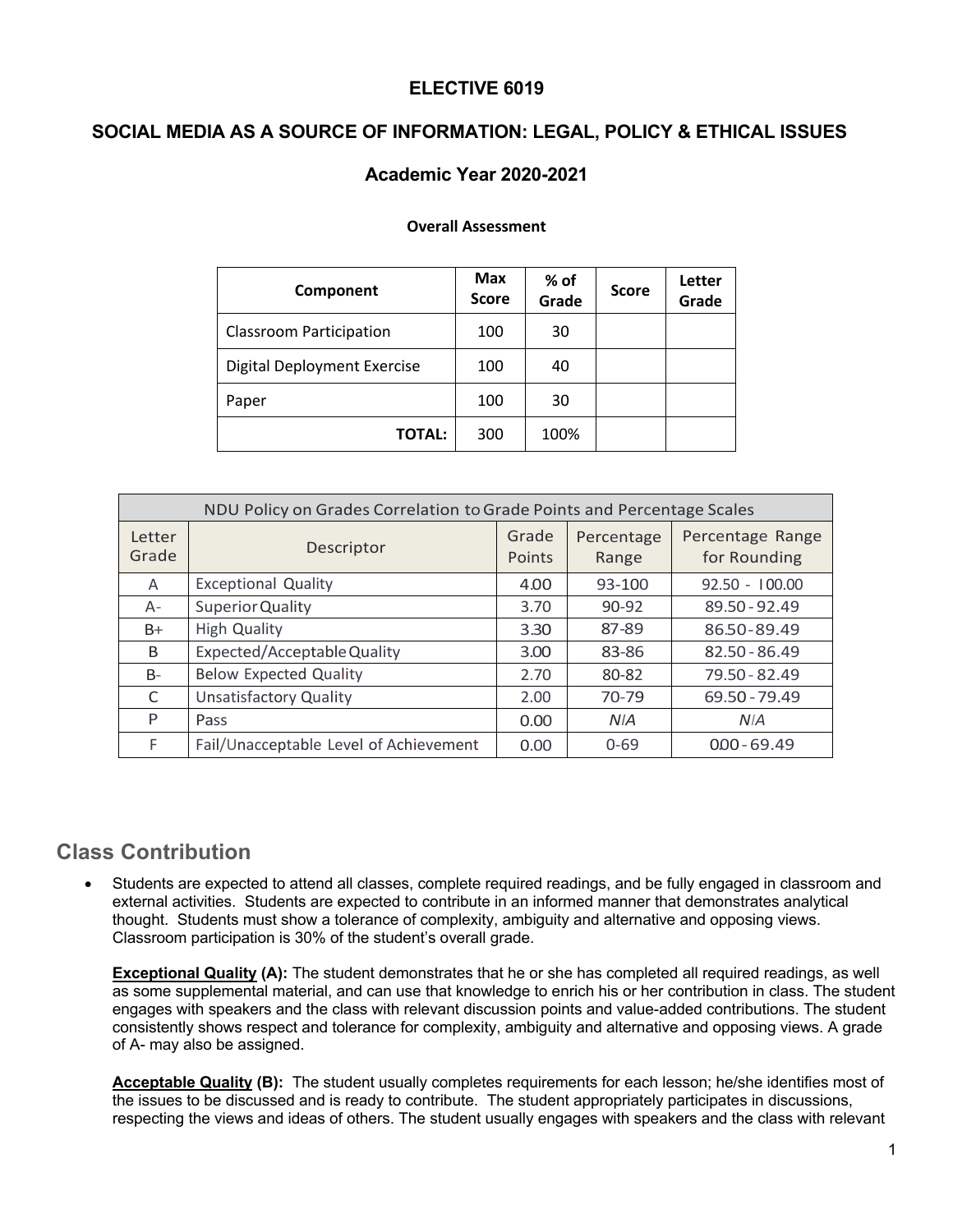# ELECTIVE 6019

## SOCIAL MEDIA AS A SOURCE OF INFORMATION: LEGAL, POLICY & ETHICAL ISSUES

### Academic Year 2020-2021

**Overall Assessment**

| Component | Max Score | % of Grade | Score | Letter Grade |
|---|---|---|---|---|
| Classroom Participation | 100 | 30 | | |
| Digital Deployment Exercise | 100 | 40 | | |
| Paper | 100 | 30 | | |
| **TOTAL:** | 300 | 100% | | |

| NDU Policy on Grades Correlation to Grade Points and Percentage Scales | | | | |
|---|---|---|---|---|
| Letter Grade | Descriptor | Grade Points | Percentage Range | Percentage Range for Rounding |
| A | Exceptional Quality | 4.00 | 93-100 | 92.50 - 100.00 |
| A- | Superior Quality | 3.70 | 90-92 | 89.50 - 92.49 |
| B+ | High Quality | 3.30 | 87-89 | 86.50 - 89.49 |
| B | Expected/Acceptable Quality | 3.00 | 83-86 | 82.50 - 86.49 |
| B- | Below Expected Quality | 2.70 | 80-82 | 79.50 - 82.49 |
| C | Unsatisfactory Quality | 2.00 | 70-79 | 69.50 - 79.49 |
| P | Pass | 0.00 | N/A | N/A |
| F | Fail/Unacceptable Level of Achievement | 0.00 | 0-69 | 0.00 - 69.49 |

## Class Contribution

- Students are expected to attend all classes, complete required readings, and be fully engaged in classroom and external activities. Students are expected to contribute in an informed manner that demonstrates analytical thought. Students must show a tolerance of complexity, ambiguity and alternative and opposing views. Classroom participation is 30% of the student's overall grade.

  **Exceptional Quality (A):** The student demonstrates that he or she has completed all required readings, as well as some supplemental material, and can use that knowledge to enrich his or her contribution in class. The student engages with speakers and the class with relevant discussion points and value-added contributions. The student consistently shows respect and tolerance for complexity, ambiguity and alternative and opposing views. A grade of A- may also be assigned.

  **Acceptable Quality (B):** The student usually completes requirements for each lesson; he/she identifies most of the issues to be discussed and is ready to contribute. The student appropriately participates in discussions, respecting the views and ideas of others. The student usually engages with speakers and the class with relevant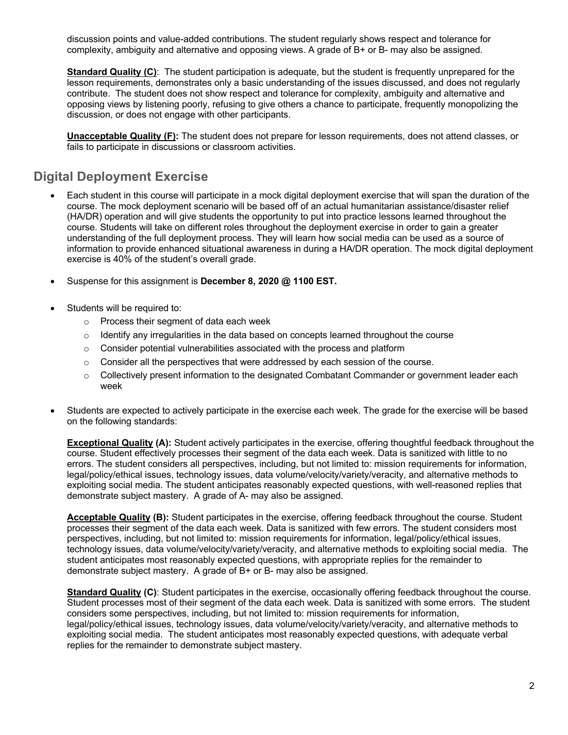discussion points and value-added contributions. The student regularly shows respect and tolerance for complexity, ambiguity and alternative and opposing views. A grade of B+ or B- may also be assigned.

**Standard Quality (C)**: The student participation is adequate, but the student is frequently unprepared for the lesson requirements, demonstrates only a basic understanding of the issues discussed, and does not regularly contribute. The student does not show respect and tolerance for complexity, ambiguity and alternative and opposing views by listening poorly, refusing to give others a chance to participate, frequently monopolizing the discussion, or does not engage with other participants.

**Unacceptable Quality (F):** The student does not prepare for lesson requirements, does not attend classes, or fails to participate in discussions or classroom activities.

## Digital Deployment Exercise

- Each student in this course will participate in a mock digital deployment exercise that will span the duration of the course. The mock deployment scenario will be based off of an actual humanitarian assistance/disaster relief (HA/DR) operation and will give students the opportunity to put into practice lessons learned throughout the course. Students will take on different roles throughout the deployment exercise in order to gain a greater understanding of the full deployment process. They will learn how social media can be used as a source of information to provide enhanced situational awareness in during a HA/DR operation. The mock digital deployment exercise is 40% of the student's overall grade.

- Suspense for this assignment is **December 8, 2020 @ 1100 EST.**

- Students will be required to:
  - Process their segment of data each week
  - Identify any irregularities in the data based on concepts learned throughout the course
  - Consider potential vulnerabilities associated with the process and platform
  - Consider all the perspectives that were addressed by each session of the course.
  - Collectively present information to the designated Combatant Commander or government leader each week

- Students are expected to actively participate in the exercise each week. The grade for the exercise will be based on the following standards:

  **Exceptional Quality (A):** Student actively participates in the exercise, offering thoughtful feedback throughout the course. Student effectively processes their segment of the data each week. Data is sanitized with little to no errors. The student considers all perspectives, including, but not limited to: mission requirements for information, legal/policy/ethical issues, technology issues, data volume/velocity/variety/veracity, and alternative methods to exploiting social media. The student anticipates reasonably expected questions, with well-reasoned replies that demonstrate subject mastery. A grade of A- may also be assigned.

  **Acceptable Quality (B):** Student participates in the exercise, offering feedback throughout the course. Student processes their segment of the data each week. Data is sanitized with few errors. The student considers most perspectives, including, but not limited to: mission requirements for information, legal/policy/ethical issues, technology issues, data volume/velocity/variety/veracity, and alternative methods to exploiting social media. The student anticipates most reasonably expected questions, with appropriate replies for the remainder to demonstrate subject mastery. A grade of B+ or B- may also be assigned.

  **Standard Quality (C)**: Student participates in the exercise, occasionally offering feedback throughout the course. Student processes most of their segment of the data each week. Data is sanitized with some errors. The student considers some perspectives, including, but not limited to: mission requirements for information, legal/policy/ethical issues, technology issues, data volume/velocity/variety/veracity, and alternative methods to exploiting social media. The student anticipates most reasonably expected questions, with adequate verbal replies for the remainder to demonstrate subject mastery.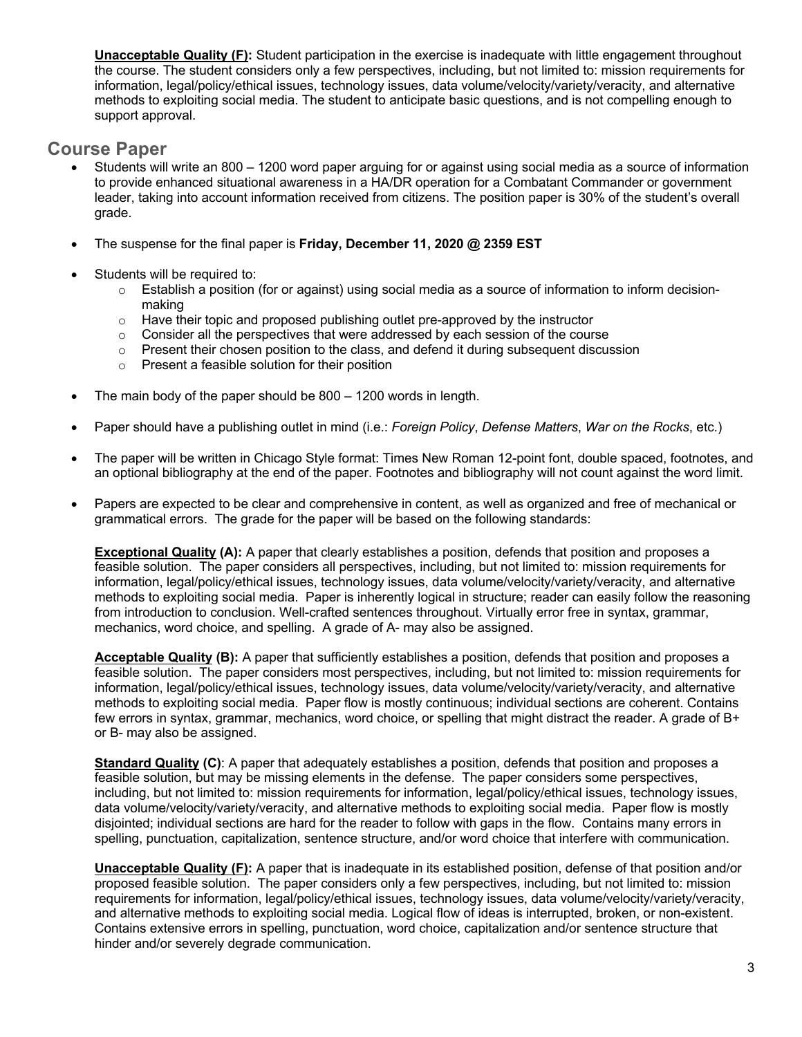**Unacceptable Quality (F):** Student participation in the exercise is inadequate with little engagement throughout the course. The student considers only a few perspectives, including, but not limited to: mission requirements for information, legal/policy/ethical issues, technology issues, data volume/velocity/variety/veracity, and alternative methods to exploiting social media. The student to anticipate basic questions, and is not compelling enough to support approval.

## Course Paper

- Students will write an 800 – 1200 word paper arguing for or against using social media as a source of information to provide enhanced situational awareness in a HA/DR operation for a Combatant Commander or government leader, taking into account information received from citizens. The position paper is 30% of the student's overall grade.

- The suspense for the final paper is **Friday, December 11, 2020 @ 2359 EST**

- Students will be required to:
  - Establish a position (for or against) using social media as a source of information to inform decision-making
  - Have their topic and proposed publishing outlet pre-approved by the instructor
  - Consider all the perspectives that were addressed by each session of the course
  - Present their chosen position to the class, and defend it during subsequent discussion
  - Present a feasible solution for their position

- The main body of the paper should be 800 – 1200 words in length.

- Paper should have a publishing outlet in mind (i.e.: *Foreign Policy*, *Defense Matters*, *War on the Rocks*, etc.)

- The paper will be written in Chicago Style format: Times New Roman 12-point font, double spaced, footnotes, and an optional bibliography at the end of the paper. Footnotes and bibliography will not count against the word limit.

- Papers are expected to be clear and comprehensive in content, as well as organized and free of mechanical or grammatical errors. The grade for the paper will be based on the following standards:

  **Exceptional Quality (A):** A paper that clearly establishes a position, defends that position and proposes a feasible solution. The paper considers all perspectives, including, but not limited to: mission requirements for information, legal/policy/ethical issues, technology issues, data volume/velocity/variety/veracity, and alternative methods to exploiting social media. Paper is inherently logical in structure; reader can easily follow the reasoning from introduction to conclusion. Well-crafted sentences throughout. Virtually error free in syntax, grammar, mechanics, word choice, and spelling. A grade of A- may also be assigned.

  **Acceptable Quality (B):** A paper that sufficiently establishes a position, defends that position and proposes a feasible solution. The paper considers most perspectives, including, but not limited to: mission requirements for information, legal/policy/ethical issues, technology issues, data volume/velocity/variety/veracity, and alternative methods to exploiting social media. Paper flow is mostly continuous; individual sections are coherent. Contains few errors in syntax, grammar, mechanics, word choice, or spelling that might distract the reader. A grade of B+ or B- may also be assigned.

  **Standard Quality (C)**: A paper that adequately establishes a position, defends that position and proposes a feasible solution, but may be missing elements in the defense. The paper considers some perspectives, including, but not limited to: mission requirements for information, legal/policy/ethical issues, technology issues, data volume/velocity/variety/veracity, and alternative methods to exploiting social media. Paper flow is mostly disjointed; individual sections are hard for the reader to follow with gaps in the flow. Contains many errors in spelling, punctuation, capitalization, sentence structure, and/or word choice that interfere with communication.

  **Unacceptable Quality (F):** A paper that is inadequate in its established position, defense of that position and/or proposed feasible solution. The paper considers only a few perspectives, including, but not limited to: mission requirements for information, legal/policy/ethical issues, technology issues, data volume/velocity/variety/veracity, and alternative methods to exploiting social media. Logical flow of ideas is interrupted, broken, or non-existent. Contains extensive errors in spelling, punctuation, word choice, capitalization and/or sentence structure that hinder and/or severely degrade communication.